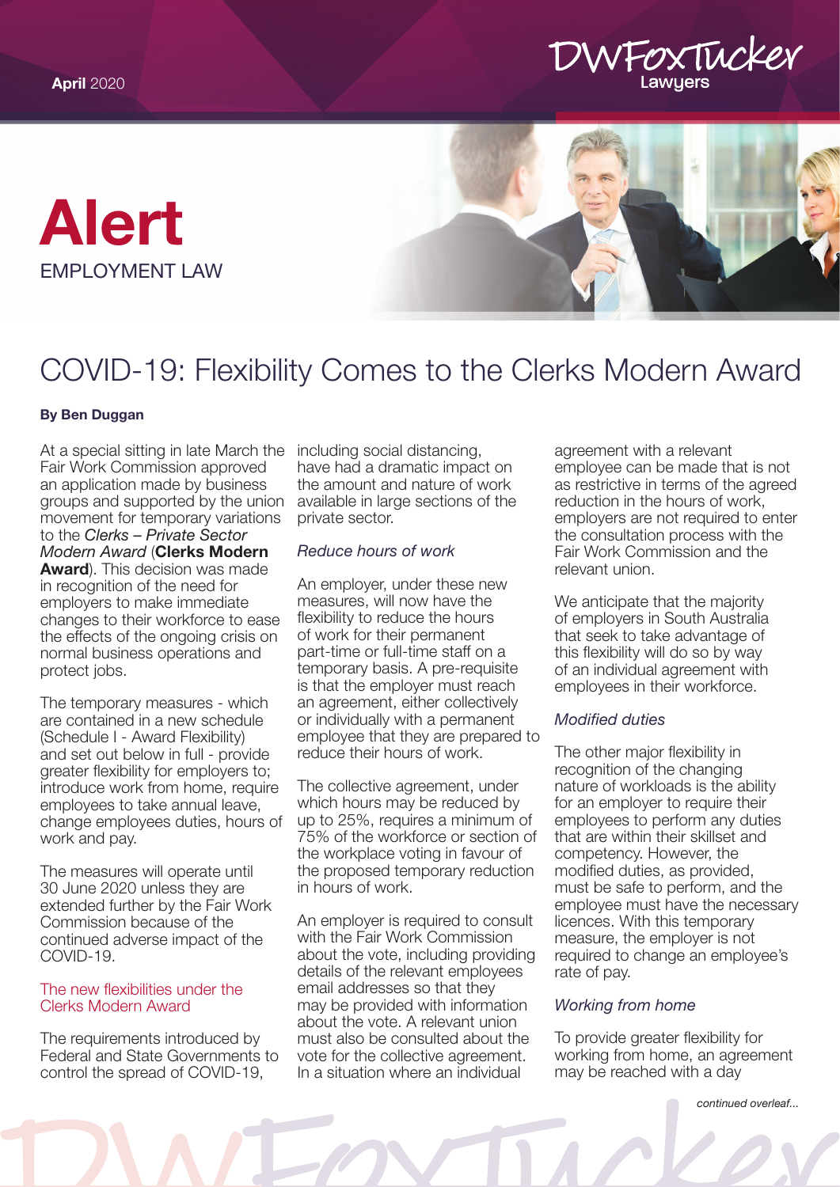April 2020

# Alert

EMPLOYMENT LAW

# COVID-19: Flexibility Comes to the Clerks Modern Award

**By Ben Duggan**

At a special sitting in late March the Fair Work Commission approved an application made by business groups and supported by the union movement for temporary variations to the *Clerks – Private Sector Modern Award* (**Clerks Modern Award**). This decision was made in recognition of the need for employers to make immediate changes to their workforce to ease the effects of the ongoing crisis on normal business operations and protect jobs.

The temporary measures - which are contained in a new schedule (Schedule I - Award Flexibility) and set out below in full - provide greater flexibility for employers to; introduce work from home, require employees to take annual leave, change employees duties, hours of work and pay.

The measures will operate until 30 June 2020 unless they are extended further by the Fair Work Commission because of the continued adverse impact of the COVID-19.

## The new flexibilities under the Clerks Modern Award

The requirements introduced by Federal and State Governments to control the spread of COVID-19, including social distancing, have had a dramatic impact on the amount and nature of work available in large sections of the private sector.

### *Reduce hours of work*

An employer, under these new measures, will now have the flexibility to reduce the hours of work for their permanent part-time or full-time staff on a temporary basis. A pre-requisite is that the employer must reach an agreement, either collectively or individually with a permanent employee that they are prepared to reduce their hours of work.

The collective agreement, under which hours may be reduced by up to 25%, requires a minimum of 75% of the workforce or section of the workplace voting in favour of the proposed temporary reduction in hours of work.

An employer is required to consult with the Fair Work Commission about the vote, including providing details of the relevant employees email addresses so that they may be provided with information about the vote. A relevant union must also be consulted about the vote for the collective agreement. In a situation where an individual agreement with a relevant employee can be made that is not as restrictive in terms of the agreed reduction in the hours of work, employers are not required to enter the consultation process with the Fair Work Commission and the relevant union.

We anticipate that the majority of employers in South Australia that seek to take advantage of this flexibility will do so by way of an individual agreement with employees in their workforce.

### *Modified duties*

The other major flexibility in recognition of the changing nature of workloads is the ability for an employer to require their employees to perform any duties that are within their skillset and competency. However, the modified duties, as provided, must be safe to perform, and the employee must have the necessary licences. With this temporary measure, the employer is not required to change an employee's rate of pay.

### *Working from home*

To provide greater flexibility for working from home, an agreement may be reached with a day

*continued overleaf...*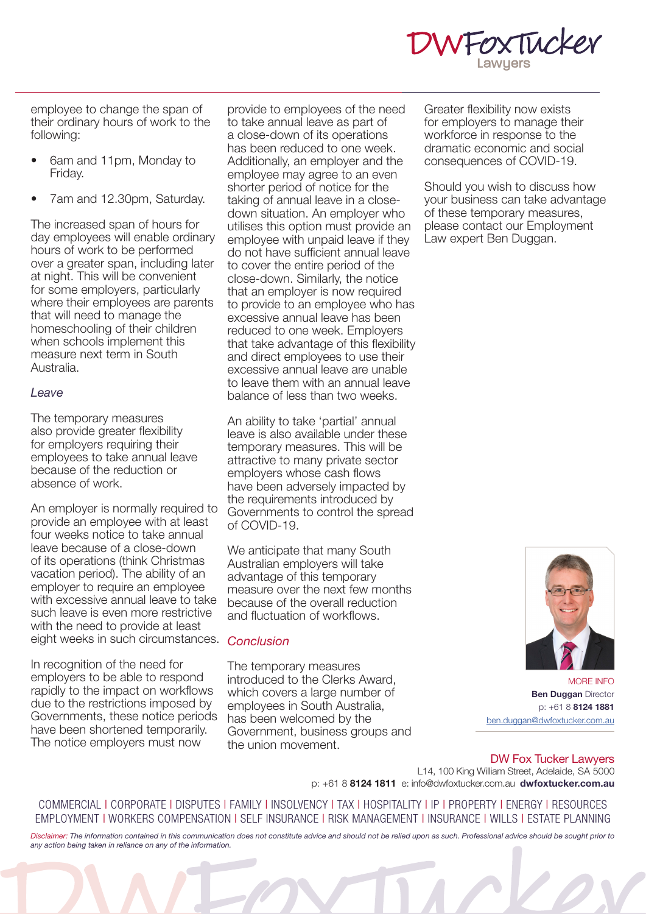employee to change the span of their ordinary hours of work to the following:

- 6am and 11pm, Monday to Friday.
- 7am and 12.30pm, Saturday.

The increased span of hours for day employees will enable ordinary hours of work to be performed over a greater span, including later at night. This will be convenient for some employers, particularly where their employees are parents that will need to manage the homeschooling of their children when schools implement this measure next term in South Australia.

*Leave*

The temporary measures also provide greater flexibility for employers requiring their employees to take annual leave because of the reduction or absence of work.

An employer is normally required to provide an employee with at least four weeks notice to take annual leave because of a close-down of its operations (think Christmas vacation period). The ability of an employer to require an employee with excessive annual leave to take such leave is even more restrictive with the need to provide at least eight weeks in such circumstances.

In recognition of the need for employers to be able to respond rapidly to the impact on workflows due to the restrictions imposed by Governments, these notice periods have been shortened temporarily. The notice employers must now provide to employees of the need to take annual leave as part of a close-down of its operations has been reduced to one week. Additionally, an employer and the employee may agree to an even shorter period of notice for the taking of annual leave in a close-down situation. An employer who utilises this option must provide an employee with unpaid leave if they do not have sufficient annual leave to cover the entire period of the close-down. Similarly, the notice that an employer is now required to provide to an employee who has excessive annual leave has been reduced to one week. Employers that take advantage of this flexibility and direct employees to use their excessive annual leave are unable to leave them with an annual leave balance of less than two weeks.

An ability to take 'partial' annual leave is also available under these temporary measures. This will be attractive to many private sector employers whose cash flows have been adversely impacted by the requirements introduced by Governments to control the spread of COVID-19.

We anticipate that many South Australian employers will take advantage of this temporary measure over the next few months because of the overall reduction and fluctuation of workflows.

*Conclusion*

The temporary measures introduced to the Clerks Award, which covers a large number of employees in South Australia, has been welcomed by the Government, business groups and the union movement.

Greater flexibility now exists for employers to manage their workforce in response to the dramatic economic and social consequences of COVID-19.

Should you wish to discuss how your business can take advantage of these temporary measures, please contact our Employment Law expert Ben Duggan.

MORE INFO
**Ben Duggan** Director
p: +61 8 **8124 1881**
ben.duggan@dwfoxtucker.com.au

DW Fox Tucker Lawyers
L14, 100 King William Street, Adelaide, SA 5000
p: +61 8 **8124 1811** e: info@dwfoxtucker.com.au **dwfoxtucker.com.au**

COMMERCIAL | CORPORATE | DISPUTES | FAMILY | INSOLVENCY | TAX | HOSPITALITY | IP | PROPERTY | ENERGY | RESOURCES
EMPLOYMENT | WORKERS COMPENSATION | SELF INSURANCE | RISK MANAGEMENT | INSURANCE | WILLS | ESTATE PLANNING

*Disclaimer: The information contained in this communication does not constitute advice and should not be relied upon as such. Professional advice should be sought prior to any action being taken in reliance on any of the information.*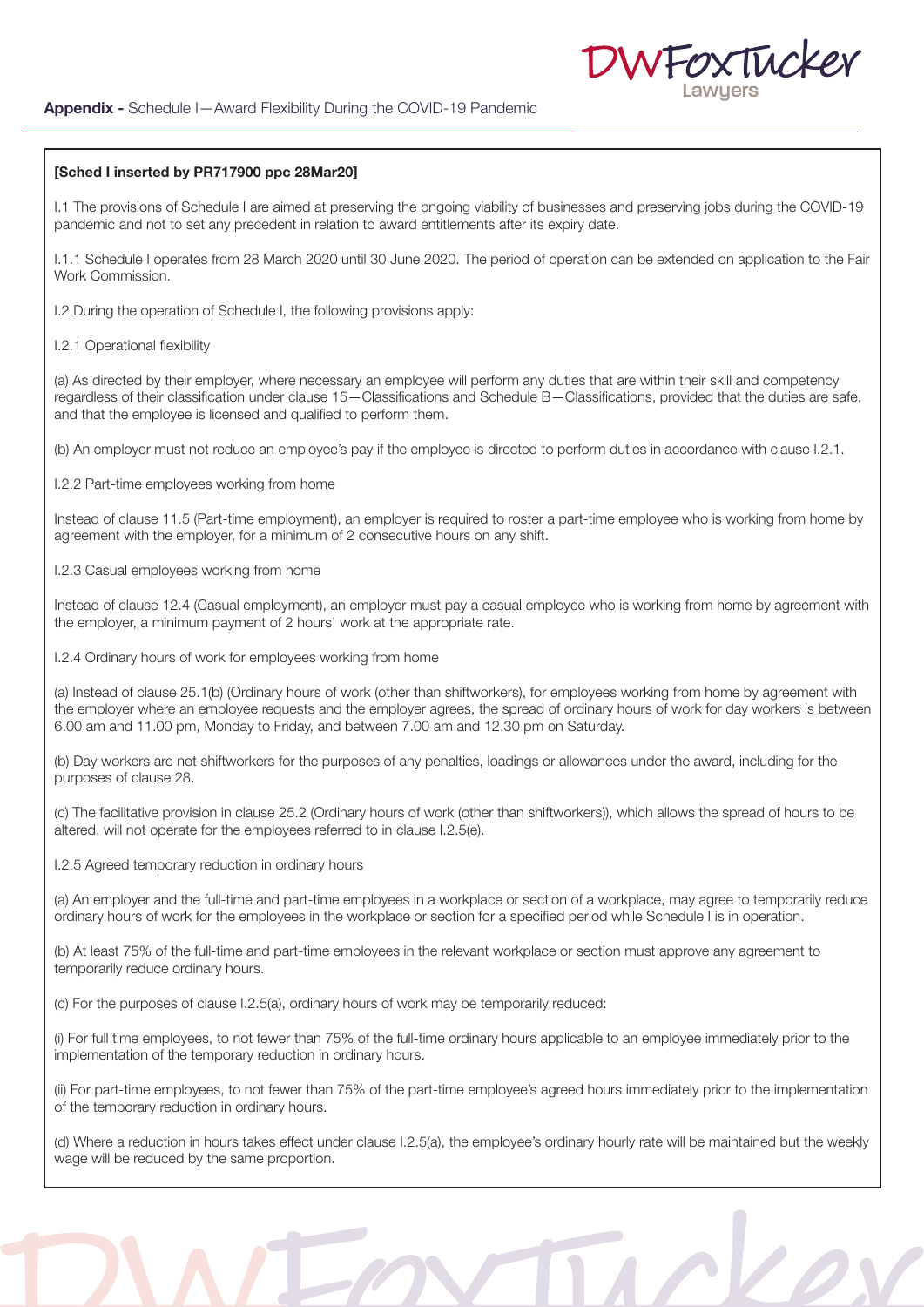**Appendix -** Schedule I—Award Flexibility During the COVID-19 Pandemic

**[Sched I inserted by PR717900 ppc 28Mar20]**

I.1 The provisions of Schedule I are aimed at preserving the ongoing viability of businesses and preserving jobs during the COVID-19 pandemic and not to set any precedent in relation to award entitlements after its expiry date.

I.1.1 Schedule I operates from 28 March 2020 until 30 June 2020. The period of operation can be extended on application to the Fair Work Commission.

I.2 During the operation of Schedule I, the following provisions apply:

I.2.1 Operational flexibility

(a) As directed by their employer, where necessary an employee will perform any duties that are within their skill and competency regardless of their classification under clause 15—Classifications and Schedule B—Classifications, provided that the duties are safe, and that the employee is licensed and qualified to perform them.

(b) An employer must not reduce an employee's pay if the employee is directed to perform duties in accordance with clause I.2.1.

I.2.2 Part-time employees working from home

Instead of clause 11.5 (Part-time employment), an employer is required to roster a part-time employee who is working from home by agreement with the employer, for a minimum of 2 consecutive hours on any shift.

I.2.3 Casual employees working from home

Instead of clause 12.4 (Casual employment), an employer must pay a casual employee who is working from home by agreement with the employer, a minimum payment of 2 hours' work at the appropriate rate.

I.2.4 Ordinary hours of work for employees working from home

(a) Instead of clause 25.1(b) (Ordinary hours of work (other than shiftworkers), for employees working from home by agreement with the employer where an employee requests and the employer agrees, the spread of ordinary hours of work for day workers is between 6.00 am and 11.00 pm, Monday to Friday, and between 7.00 am and 12.30 pm on Saturday.

(b) Day workers are not shiftworkers for the purposes of any penalties, loadings or allowances under the award, including for the purposes of clause 28.

(c) The facilitative provision in clause 25.2 (Ordinary hours of work (other than shiftworkers)), which allows the spread of hours to be altered, will not operate for the employees referred to in clause I.2.5(e).

I.2.5 Agreed temporary reduction in ordinary hours

(a) An employer and the full-time and part-time employees in a workplace or section of a workplace, may agree to temporarily reduce ordinary hours of work for the employees in the workplace or section for a specified period while Schedule I is in operation.

(b) At least 75% of the full-time and part-time employees in the relevant workplace or section must approve any agreement to temporarily reduce ordinary hours.

(c) For the purposes of clause I.2.5(a), ordinary hours of work may be temporarily reduced:

(i) For full time employees, to not fewer than 75% of the full-time ordinary hours applicable to an employee immediately prior to the implementation of the temporary reduction in ordinary hours.

(ii) For part-time employees, to not fewer than 75% of the part-time employee's agreed hours immediately prior to the implementation of the temporary reduction in ordinary hours.

(d) Where a reduction in hours takes effect under clause I.2.5(a), the employee's ordinary hourly rate will be maintained but the weekly wage will be reduced by the same proportion.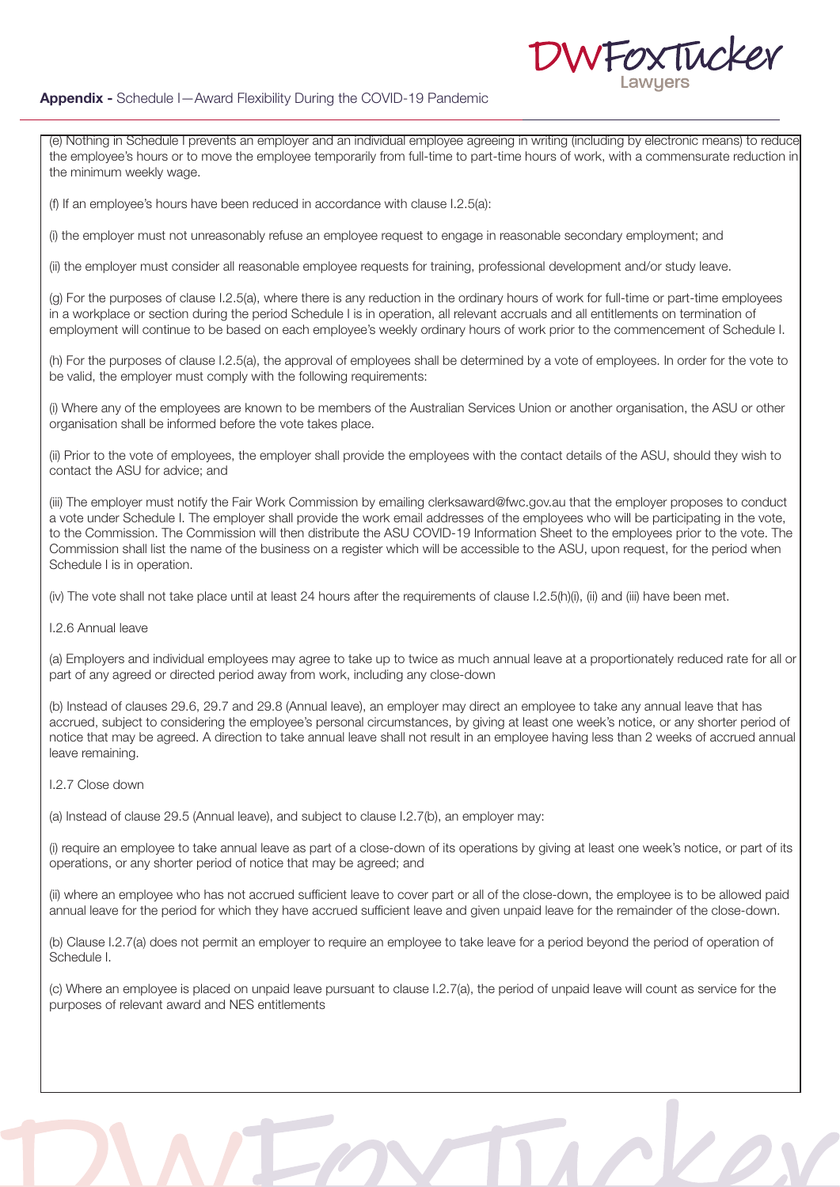(e) Nothing in Schedule I prevents an employer and an individual employee agreeing in writing (including by electronic means) to reduce the employee's hours or to move the employee temporarily from full-time to part-time hours of work, with a commensurate reduction in the minimum weekly wage.

(f) If an employee's hours have been reduced in accordance with clause I.2.5(a):

(i) the employer must not unreasonably refuse an employee request to engage in reasonable secondary employment; and

(ii) the employer must consider all reasonable employee requests for training, professional development and/or study leave.

(g) For the purposes of clause I.2.5(a), where there is any reduction in the ordinary hours of work for full-time or part-time employees in a workplace or section during the period Schedule I is in operation, all relevant accruals and all entitlements on termination of employment will continue to be based on each employee's weekly ordinary hours of work prior to the commencement of Schedule I.

(h) For the purposes of clause I.2.5(a), the approval of employees shall be determined by a vote of employees. In order for the vote to be valid, the employer must comply with the following requirements:

(i) Where any of the employees are known to be members of the Australian Services Union or another organisation, the ASU or other organisation shall be informed before the vote takes place.

(ii) Prior to the vote of employees, the employer shall provide the employees with the contact details of the ASU, should they wish to contact the ASU for advice; and

(iii) The employer must notify the Fair Work Commission by emailing clerksaward@fwc.gov.au that the employer proposes to conduct a vote under Schedule I. The employer shall provide the work email addresses of the employees who will be participating in the vote, to the Commission. The Commission will then distribute the ASU COVID-19 Information Sheet to the employees prior to the vote. The Commission shall list the name of the business on a register which will be accessible to the ASU, upon request, for the period when Schedule I is in operation.

(iv) The vote shall not take place until at least 24 hours after the requirements of clause I.2.5(h)(i), (ii) and (iii) have been met.

I.2.6 Annual leave

(a) Employers and individual employees may agree to take up to twice as much annual leave at a proportionately reduced rate for all or part of any agreed or directed period away from work, including any close-down

(b) Instead of clauses 29.6, 29.7 and 29.8 (Annual leave), an employer may direct an employee to take any annual leave that has accrued, subject to considering the employee's personal circumstances, by giving at least one week's notice, or any shorter period of notice that may be agreed. A direction to take annual leave shall not result in an employee having less than 2 weeks of accrued annual leave remaining.

I.2.7 Close down

(a) Instead of clause 29.5 (Annual leave), and subject to clause I.2.7(b), an employer may:

(i) require an employee to take annual leave as part of a close-down of its operations by giving at least one week's notice, or part of its operations, or any shorter period of notice that may be agreed; and

(ii) where an employee who has not accrued sufficient leave to cover part or all of the close-down, the employee is to be allowed paid annual leave for the period for which they have accrued sufficient leave and given unpaid leave for the remainder of the close-down.

(b) Clause I.2.7(a) does not permit an employer to require an employee to take leave for a period beyond the period of operation of Schedule I.

(c) Where an employee is placed on unpaid leave pursuant to clause I.2.7(a), the period of unpaid leave will count as service for the purposes of relevant award and NES entitlements